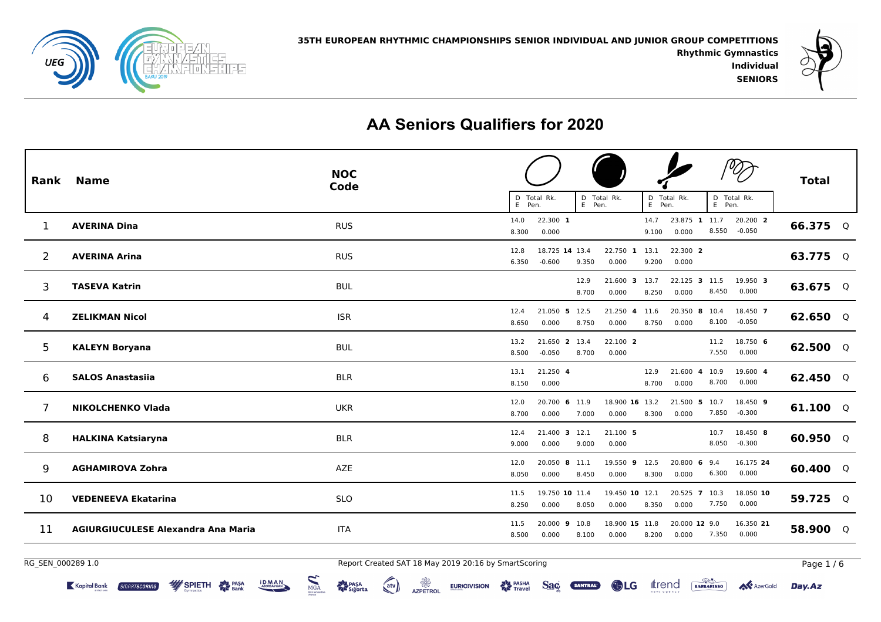35TH EUROPEAN RHYTHMIC CHAMPIONSHIPS SENIOR INDIVIDUAL AND JUNIOR GROUP COMPETITIONS
**Rhythmic Gymnastics**
**Individual**
**SENIORS**

# AA Seniors Qualifiers for 2020

| Rank | Name | NOC Code | Hoop D | Hoop E | Hoop Total | Hoop Pen. | Hoop Rk. | Ball D | Ball E | Ball Total | Ball Pen. | Ball Rk. | Clubs D | Clubs E | Clubs Total | Clubs Pen. | Clubs Rk. | Ribbon D | Ribbon E | Ribbon Total | Ribbon Pen. | Ribbon Rk. | Total | |
|---|---|---|---|---|---|---|---|---|---|---|---|---|---|---|---|---|---|---|---|---|---|---|---|---|
| 1 | **AVERINA Dina** | RUS | 14.0 | 8.300 | 22.300 | 0.000 | **1** | | | | | | 14.7 | 9.100 | 23.875 | 0.000 | **1** | 11.7 | 8.550 | 20.200 | -0.050 | **2** | **66.375** | Q |
| 2 | **AVERINA Arina** | RUS | 12.8 | 6.350 | 18.725 | -0.600 | **14** | 13.4 | 9.350 | 22.750 | 0.000 | **1** | 13.1 | 9.200 | 22.300 | 0.000 | **2** | | | | | | **63.775** | Q |
| 3 | **TASEVA Katrin** | BUL | | | | | | 12.9 | 8.700 | 21.600 | 0.000 | **3** | 13.7 | 8.250 | 22.125 | 0.000 | **3** | 11.5 | 8.450 | 19.950 | 0.000 | **3** | **63.675** | Q |
| 4 | **ZELIKMAN Nicol** | ISR | 12.4 | 8.650 | 21.050 | 0.000 | **5** | 12.5 | 8.750 | 21.250 | 0.000 | **4** | 11.6 | 8.750 | 20.350 | 0.000 | **8** | 10.4 | 8.100 | 18.450 | -0.050 | **7** | **62.650** | Q |
| 5 | **KALEYN Boryana** | BUL | 13.2 | 8.500 | 21.650 | -0.050 | **2** | 13.4 | 8.700 | 22.100 | 0.000 | **2** | | | | | | 11.2 | 7.550 | 18.750 | 0.000 | **6** | **62.500** | Q |
| 6 | **SALOS Anastasiia** | BLR | 13.1 | 8.150 | 21.250 | 0.000 | **4** | | | | | | 12.9 | 8.700 | 21.600 | 0.000 | **4** | 10.9 | 8.700 | 19.600 | 0.000 | **4** | **62.450** | Q |
| 7 | **NIKOLCHENKO Vlada** | UKR | 12.0 | 8.700 | 20.700 | 0.000 | **6** | 11.9 | 7.000 | 18.900 | 0.000 | **16** | 13.2 | 8.300 | 21.500 | 0.000 | **5** | 10.7 | 7.850 | 18.450 | -0.300 | **9** | **61.100** | Q |
| 8 | **HALKINA Katsiaryna** | BLR | 12.4 | 9.000 | 21.400 | 0.000 | **3** | 12.1 | 9.000 | 21.100 | 0.000 | **5** | | | | | | 10.7 | 8.050 | 18.450 | -0.300 | **8** | **60.950** | Q |
| 9 | **AGHAMIROVA Zohra** | AZE | 12.0 | 8.050 | 20.050 | 0.000 | **8** | 11.1 | 8.450 | 19.550 | 0.000 | **9** | 12.5 | 8.300 | 20.800 | 0.000 | **6** | 9.4 | 6.300 | 16.175 | 0.000 | **24** | **60.400** | Q |
| 10 | **VEDENEEVA Ekatarina** | SLO | 11.5 | 8.250 | 19.750 | 0.000 | **10** | 11.4 | 8.050 | 19.450 | 0.000 | **10** | 12.1 | 8.350 | 20.525 | 0.000 | **7** | 10.3 | 7.750 | 18.050 | 0.000 | **10** | **59.725** | Q |
| 11 | **AGIURGIUCULESE Alexandra Ana Maria** | ITA | 11.5 | 8.500 | 20.000 | 0.000 | **9** | 10.8 | 8.100 | 18.900 | 0.000 | **15** | 11.8 | 8.200 | 20.000 | 0.000 | **12** | 9.0 | 7.350 | 16.350 | 0.000 | **21** | **58.900** | Q |

RG_SEN_000289 1.0 — Report Created SAT 18 May 2019 20:16 by SmartScoring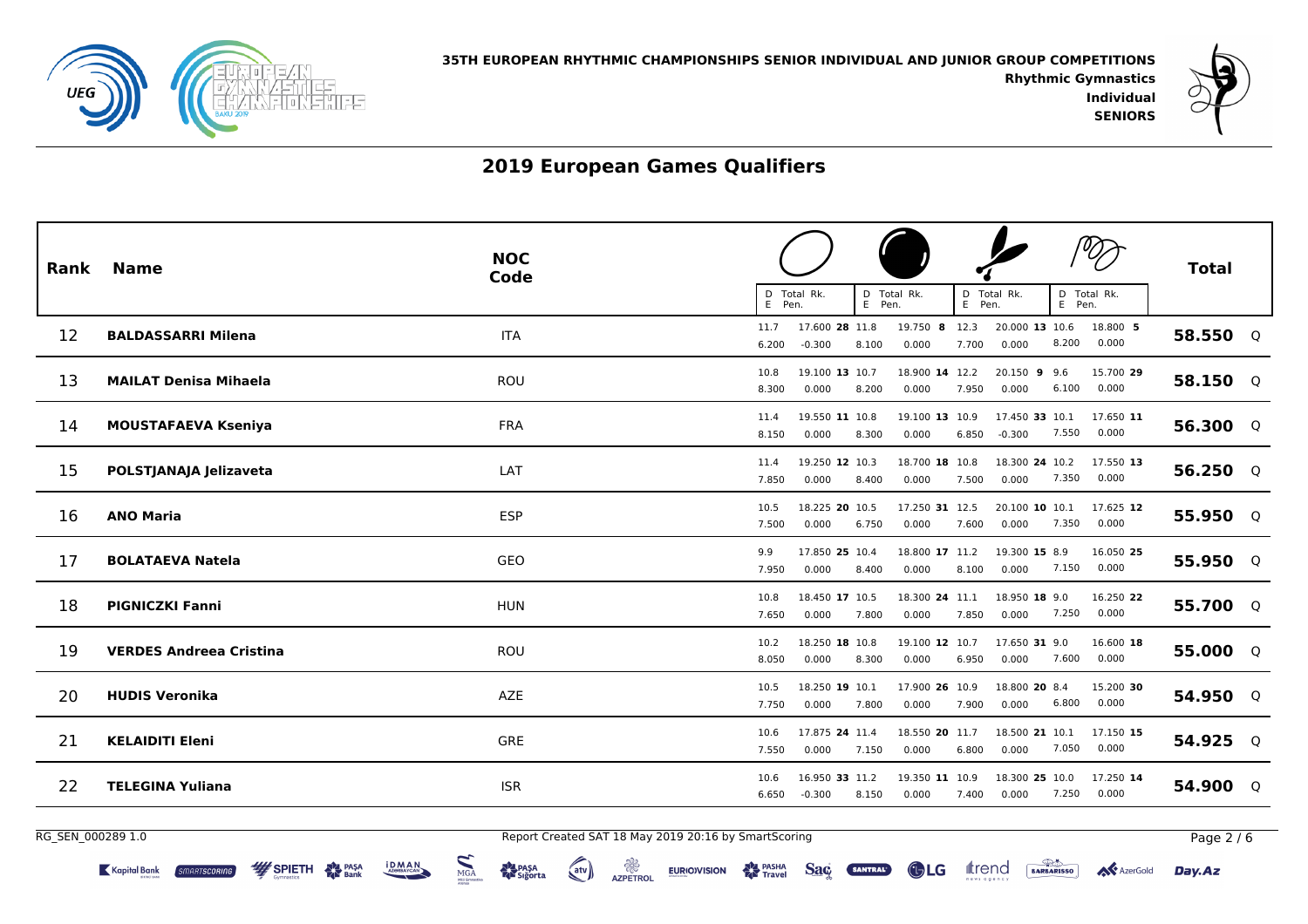35TH EUROPEAN RHYTHMIC CHAMPIONSHIPS SENIOR INDIVIDUAL AND JUNIOR GROUP COMPETITIONS
Rhythmic Gymnastics
Individual
SENIORS

# 2019 European Games Qualifiers

| Rank | Name | NOC Code | Hoop D | Hoop Total | Hoop Rk. | Hoop E | Hoop Pen. | Ball D | Ball Total | Ball Rk. | Ball E | Ball Pen. | Clubs D | Clubs Total | Clubs Rk. | Clubs E | Clubs Pen. | Ribbon D | Ribbon Total | Ribbon Rk. | Ribbon E | Ribbon Pen. | Total | |
|---|---|---|---|---|---|---|---|---|---|---|---|---|---|---|---|---|---|---|---|---|---|---|---|---|
| 12 | BALDASSARRI Milena | ITA | 11.7 | 17.600 | 28 | 6.200 | -0.300 | 11.8 | 19.750 | 8 | 8.100 | 0.000 | 12.3 | 20.000 | 13 | 7.700 | 0.000 | 10.6 | 18.800 | 5 | 8.200 | 0.000 | 58.550 | Q |
| 13 | MAILAT Denisa Mihaela | ROU | 10.8 | 19.100 | 13 | 8.300 | 0.000 | 10.7 | 18.900 | 14 | 8.200 | 0.000 | 12.2 | 20.150 | 9 | 7.950 | 0.000 | 9.6 | 15.700 | 29 | 6.100 | 0.000 | 58.150 | Q |
| 14 | MOUSTAFAEVA Kseniya | FRA | 11.4 | 19.550 | 11 | 8.150 | 0.000 | 10.8 | 19.100 | 13 | 8.300 | 0.000 | 10.9 | 17.450 | 33 | 6.850 | -0.300 | 10.1 | 17.650 | 11 | 7.550 | 0.000 | 56.300 | Q |
| 15 | POLSTJANAJA Jelizaveta | LAT | 11.4 | 19.250 | 12 | 7.850 | 0.000 | 10.3 | 18.700 | 18 | 8.400 | 0.000 | 10.8 | 18.300 | 24 | 7.500 | 0.000 | 10.2 | 17.550 | 13 | 7.350 | 0.000 | 56.250 | Q |
| 16 | ANO Maria | ESP | 10.5 | 18.225 | 20 | 7.500 | 0.000 | 10.5 | 17.250 | 31 | 6.750 | 0.000 | 12.5 | 20.100 | 10 | 7.600 | 0.000 | 10.1 | 17.625 | 12 | 7.350 | 0.000 | 55.950 | Q |
| 17 | BOLATAEVA Natela | GEO | 9.9 | 17.850 | 25 | 7.950 | 0.000 | 10.4 | 18.800 | 17 | 8.400 | 0.000 | 11.2 | 19.300 | 15 | 8.100 | 0.000 | 8.9 | 16.050 | 25 | 7.150 | 0.000 | 55.950 | Q |
| 18 | PIGNICZKI Fanni | HUN | 10.8 | 18.450 | 17 | 7.650 | 0.000 | 10.5 | 18.300 | 24 | 7.800 | 0.000 | 11.1 | 18.950 | 18 | 7.850 | 0.000 | 9.0 | 16.250 | 22 | 7.250 | 0.000 | 55.700 | Q |
| 19 | VERDES Andreea Cristina | ROU | 10.2 | 18.250 | 18 | 8.050 | 0.000 | 10.8 | 19.100 | 12 | 8.300 | 0.000 | 10.7 | 17.650 | 31 | 6.950 | 0.000 | 9.0 | 16.600 | 18 | 7.600 | 0.000 | 55.000 | Q |
| 20 | HUDIS Veronika | AZE | 10.5 | 18.250 | 19 | 7.750 | 0.000 | 10.1 | 17.900 | 26 | 7.800 | 0.000 | 10.9 | 18.800 | 20 | 7.900 | 0.000 | 8.4 | 15.200 | 30 | 6.800 | 0.000 | 54.950 | Q |
| 21 | KELAIDITI Eleni | GRE | 10.6 | 17.875 | 24 | 7.550 | 0.000 | 11.4 | 18.550 | 20 | 7.150 | 0.000 | 11.7 | 18.500 | 21 | 6.800 | 0.000 | 10.1 | 17.150 | 15 | 7.050 | 0.000 | 54.925 | Q |
| 22 | TELEGINA Yuliana | ISR | 10.6 | 16.950 | 33 | 6.650 | -0.300 | 11.2 | 19.350 | 11 | 8.150 | 0.000 | 10.9 | 18.300 | 25 | 7.400 | 0.000 | 10.0 | 17.250 | 14 | 7.250 | 0.000 | 54.900 | Q |

RG_SEN_000289 1.0 — Report Created SAT 18 May 2019 20:16 by SmartScoring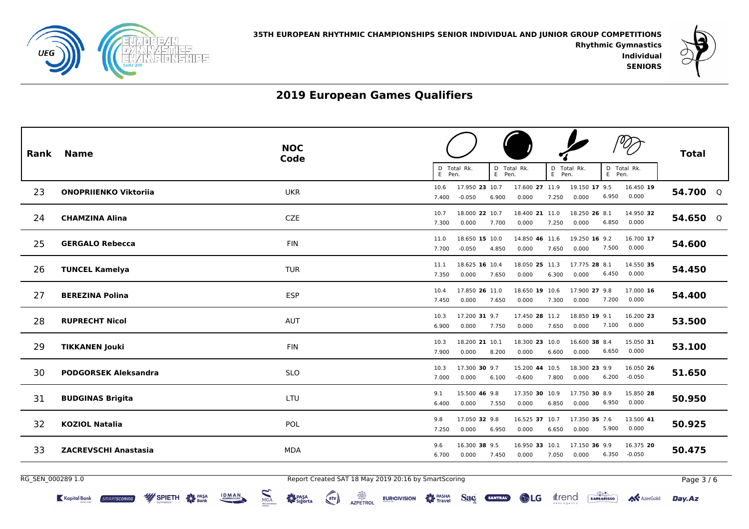35TH EUROPEAN RHYTHMIC CHAMPIONSHIPS SENIOR INDIVIDUAL AND JUNIOR GROUP COMPETITIONS

Rhythmic Gymnastics

Individual

SENIORS

## 2019 European Games Qualifiers

| Rank | Name | NOC Code | Hoop D | Hoop E | Hoop Total | Hoop Pen. | Hoop Rk. | Ball D | Ball E | Ball Total | Ball Pen. | Ball Rk. | Clubs D | Clubs E | Clubs Total | Clubs Pen. | Clubs Rk. | Ribbon D | Ribbon E | Ribbon Total | Ribbon Pen. | Ribbon Rk. | Total | |
|---|---|---|---|---|---|---|---|---|---|---|---|---|---|---|---|---|---|---|---|---|---|---|---|---|
| 23 | **ONOPRIIENKO Viktoriia** | UKR | 10.6 | 7.400 | 17.950 | -0.050 | **23** | 10.7 | 6.900 | 17.600 | 0.000 | **27** | 11.9 | 7.250 | 19.150 | 0.000 | **17** | 9.5 | 6.950 | 16.450 | 0.000 | **19** | **54.700** | Q |
| 24 | **CHAMZINA Alina** | CZE | 10.7 | 7.300 | 18.000 | 0.000 | **22** | 10.7 | 7.700 | 18.400 | 0.000 | **21** | 11.0 | 7.250 | 18.250 | 0.000 | **26** | 8.1 | 6.850 | 14.950 | 0.000 | **32** | **54.650** | Q |
| 25 | **GERGALO Rebecca** | FIN | 11.0 | 7.700 | 18.650 | -0.050 | **15** | 10.0 | 4.850 | 14.850 | 0.000 | **46** | 11.6 | 7.650 | 19.250 | 0.000 | **16** | 9.2 | 7.500 | 16.700 | 0.000 | **17** | **54.600** | |
| 26 | **TUNCEL Kamelya** | TUR | 11.1 | 7.350 | 18.625 | 0.000 | **16** | 10.4 | 7.650 | 18.050 | 0.000 | **25** | 11.3 | 6.300 | 17.775 | 0.000 | **28** | 8.1 | 6.450 | 14.550 | 0.000 | **35** | **54.450** | |
| 27 | **BEREZINA Polina** | ESP | 10.4 | 7.450 | 17.850 | 0.000 | **26** | 11.0 | 7.650 | 18.650 | 0.000 | **19** | 10.6 | 7.300 | 17.900 | 0.000 | **27** | 9.8 | 7.200 | 17.000 | 0.000 | **16** | **54.400** | |
| 28 | **RUPRECHT Nicol** | AUT | 10.3 | 6.900 | 17.200 | 0.000 | **31** | 9.7 | 7.750 | 17.450 | 0.000 | **28** | 11.2 | 7.650 | 18.850 | 0.000 | **19** | 9.1 | 7.100 | 16.200 | 0.000 | **23** | **53.500** | |
| 29 | **TIKKANEN Jouki** | FIN | 10.3 | 7.900 | 18.200 | 0.000 | **21** | 10.1 | 8.200 | 18.300 | 0.000 | **23** | 10.0 | 6.600 | 16.600 | 0.000 | **38** | 8.4 | 6.650 | 15.050 | 0.000 | **31** | **53.100** | |
| 30 | **PODGORSEK Aleksandra** | SLO | 10.3 | 7.000 | 17.300 | 0.000 | **30** | 9.7 | 6.100 | 15.200 | -0.600 | **44** | 10.5 | 7.800 | 18.300 | 0.000 | **23** | 9.9 | 6.200 | 16.050 | -0.050 | **26** | **51.650** | |
| 31 | **BUDGINAS Brigita** | LTU | 9.1 | 6.400 | 15.500 | 0.000 | **46** | 9.8 | 7.550 | 17.350 | 0.000 | **30** | 10.9 | 6.850 | 17.750 | 0.000 | **30** | 8.9 | 6.950 | 15.850 | 0.000 | **28** | **50.950** | |
| 32 | **KOZIOL Natalia** | POL | 9.8 | 7.250 | 17.050 | 0.000 | **32** | 9.8 | 6.950 | 16.525 | 0.000 | **37** | 10.7 | 6.650 | 17.350 | 0.000 | **35** | 7.6 | 5.900 | 13.500 | 0.000 | **41** | **50.925** | |
| 33 | **ZACREVSCHI Anastasia** | MDA | 9.6 | 6.700 | 16.300 | 0.000 | **38** | 9.5 | 7.450 | 16.950 | 0.000 | **33** | 10.1 | 7.050 | 17.150 | 0.000 | **36** | 9.9 | 6.350 | 16.375 | -0.050 | **20** | **50.475** | |

RG_SEN_000289 1.0

Report Created SAT 18 May 2019 20:16 by SmartScoring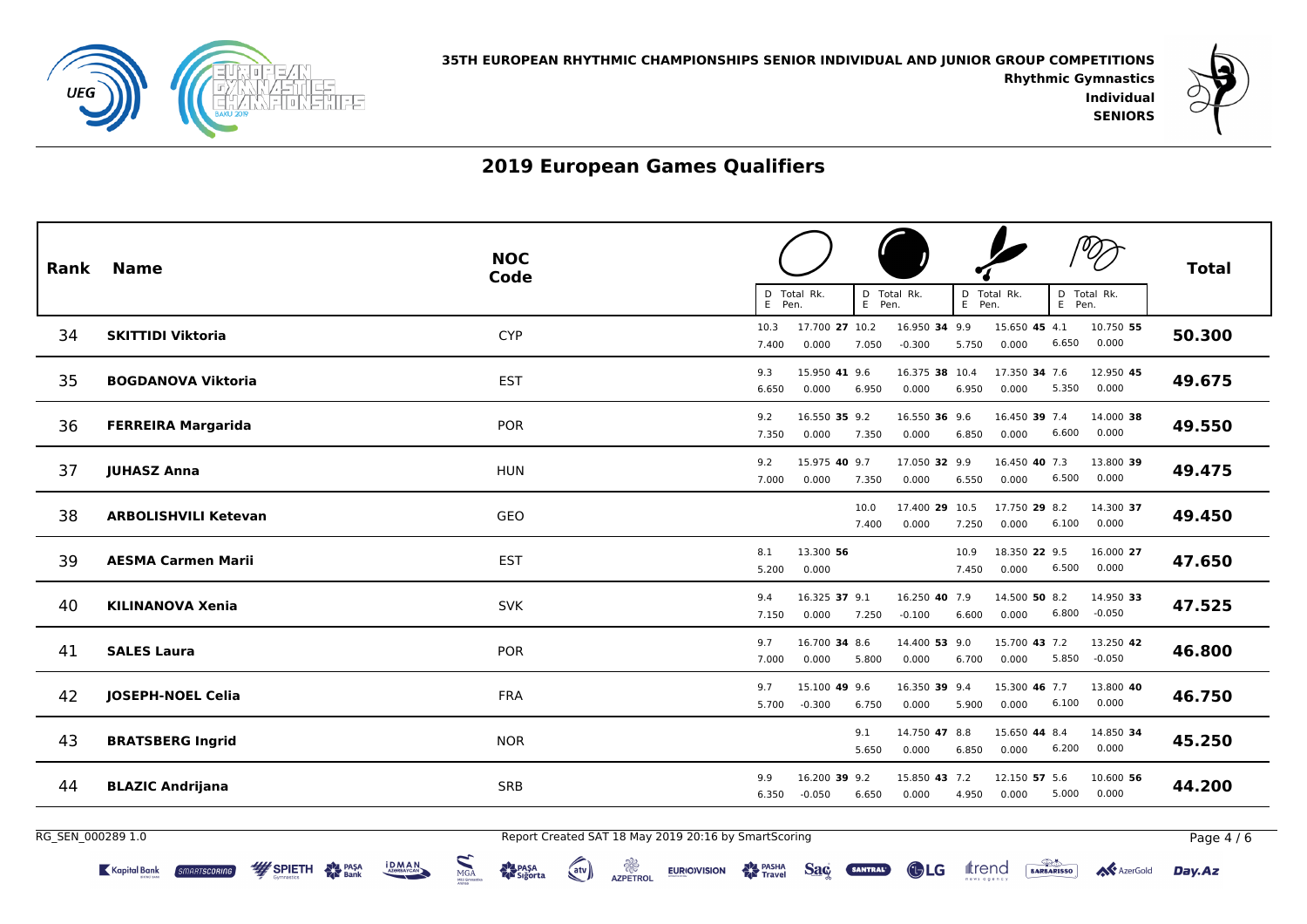# 35TH EUROPEAN RHYTHMIC CHAMPIONSHIPS SENIOR INDIVIDUAL AND JUNIOR GROUP COMPETITIONS

**Rhythmic Gymnastics**
**Individual**
**SENIORS**

## 2019 European Games Qualifiers

| Rank | Name | NOC Code | Hoop D | Hoop E | Hoop Total | Hoop Pen. | Hoop Rk. | Ball D | Ball E | Ball Total | Ball Pen. | Ball Rk. | Clubs D | Clubs E | Clubs Total | Clubs Pen. | Clubs Rk. | Ribbon D | Ribbon E | Ribbon Total | Ribbon Pen. | Ribbon Rk. | Total |
|---|---|---|---|---|---|---|---|---|---|---|---|---|---|---|---|---|---|---|---|---|---|---|---|
| 34 | **SKITTIDI Viktoria** | CYP | 10.3 | 7.400 | 17.700 | 0.000 | 27 | 10.2 | 7.050 | 16.950 | -0.300 | 34 | 9.9 | 5.750 | 15.650 | 0.000 | 45 | 4.1 | 6.650 | 10.750 | 0.000 | 55 | **50.300** |
| 35 | **BOGDANOVA Viktoria** | EST | 9.3 | 6.650 | 15.950 | 0.000 | 41 | 9.6 | 6.950 | 16.375 | 0.000 | 38 | 10.4 | 6.950 | 17.350 | 0.000 | 34 | 7.6 | 5.350 | 12.950 | 0.000 | 45 | **49.675** |
| 36 | **FERREIRA Margarida** | POR | 9.2 | 7.350 | 16.550 | 0.000 | 35 | 9.2 | 7.350 | 16.550 | 0.000 | 36 | 9.6 | 6.850 | 16.450 | 0.000 | 39 | 7.4 | 6.600 | 14.000 | 0.000 | 38 | **49.550** |
| 37 | **JUHASZ Anna** | HUN | 9.2 | 7.000 | 15.975 | 0.000 | 40 | 9.7 | 7.350 | 17.050 | 0.000 | 32 | 9.9 | 6.550 | 16.450 | 0.000 | 40 | 7.3 | 6.500 | 13.800 | 0.000 | 39 | **49.475** |
| 38 | **ARBOLISHVILI Ketevan** | GEO | | | | | | 10.0 | 7.400 | 17.400 | 0.000 | 29 | 10.5 | 7.250 | 17.750 | 0.000 | 29 | 8.2 | 6.100 | 14.300 | 0.000 | 37 | **49.450** |
| 39 | **AESMA Carmen Marii** | EST | 8.1 | 5.200 | 13.300 | 0.000 | 56 | | | | | | 10.9 | 7.450 | 18.350 | 0.000 | 22 | 9.5 | 6.500 | 16.000 | 0.000 | 27 | **47.650** |
| 40 | **KILINANOVA Xenia** | SVK | 9.4 | 7.150 | 16.325 | 0.000 | 37 | 9.1 | 7.250 | 16.250 | -0.100 | 40 | 7.9 | 6.600 | 14.500 | 0.000 | 50 | 8.2 | 6.800 | 14.950 | -0.050 | 33 | **47.525** |
| 41 | **SALES Laura** | POR | 9.7 | 7.000 | 16.700 | 0.000 | 34 | 8.6 | 5.800 | 14.400 | 0.000 | 53 | 9.0 | 6.700 | 15.700 | 0.000 | 43 | 7.2 | 5.850 | 13.250 | -0.050 | 42 | **46.800** |
| 42 | **JOSEPH-NOEL Celia** | FRA | 9.7 | 5.700 | 15.100 | -0.300 | 49 | 9.6 | 6.750 | 16.350 | 0.000 | 39 | 9.4 | 5.900 | 15.300 | 0.000 | 46 | 7.7 | 6.100 | 13.800 | 0.000 | 40 | **46.750** |
| 43 | **BRATSBERG Ingrid** | NOR | | | | | | 9.1 | 5.650 | 14.750 | 0.000 | 47 | 8.8 | 6.850 | 15.650 | 0.000 | 44 | 8.4 | 6.200 | 14.850 | 0.000 | 34 | **45.250** |
| 44 | **BLAZIC Andrijana** | SRB | 9.9 | 6.350 | 16.200 | -0.050 | 39 | 9.2 | 6.650 | 15.850 | 0.000 | 43 | 7.2 | 4.950 | 12.150 | 0.000 | 57 | 5.6 | 5.000 | 10.600 | 0.000 | 56 | **44.200** |

RG_SEN_000289 1.0 — Report Created SAT 18 May 2019 20:16 by SmartScoring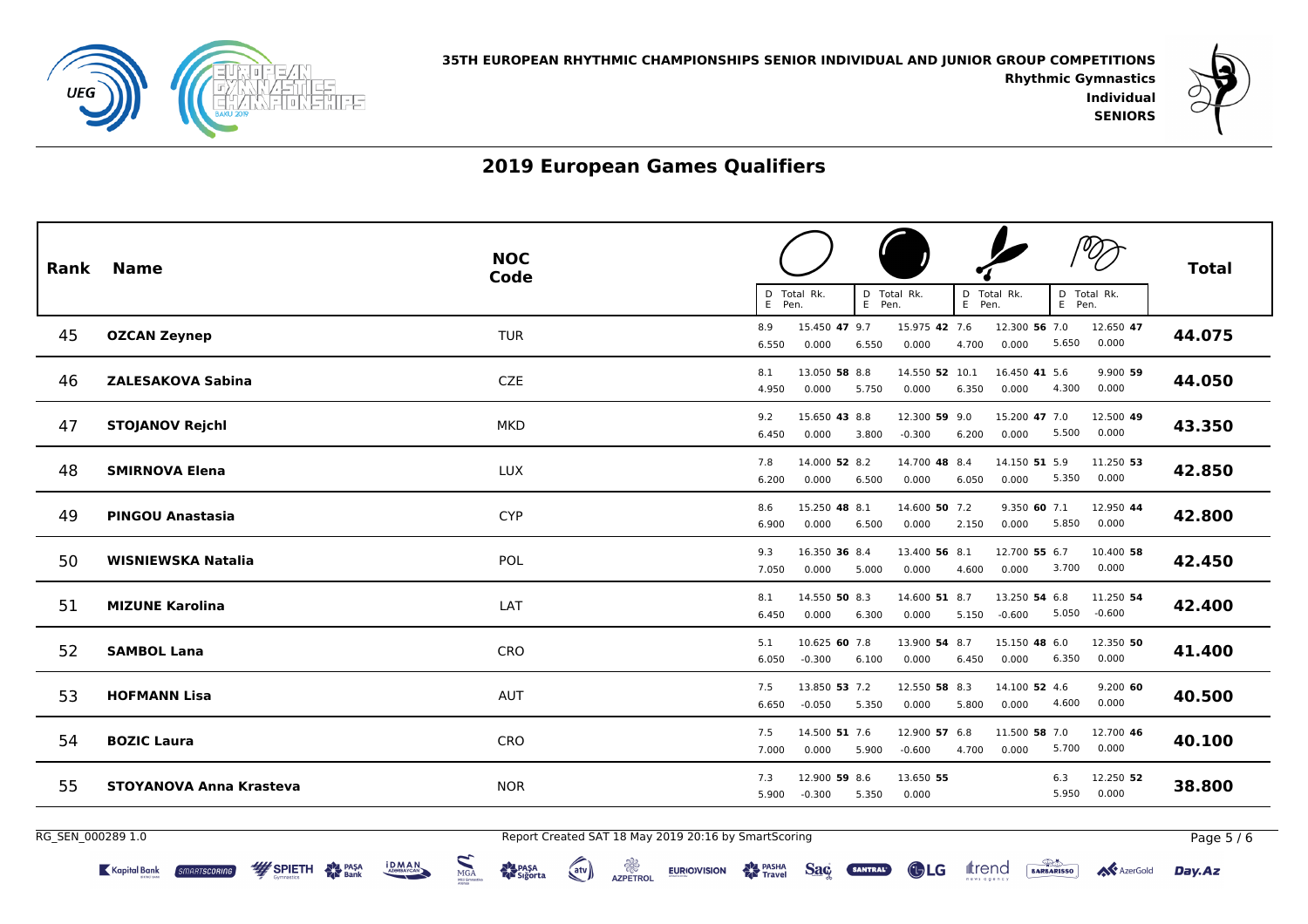35TH EUROPEAN RHYTHMIC CHAMPIONSHIPS SENIOR INDIVIDUAL AND JUNIOR GROUP COMPETITIONS

Rhythmic Gymnastics

Individual

SENIORS

## 2019 European Games Qualifiers

| Rank | Name | NOC Code | Hoop D | Hoop E | Hoop Total | Hoop Pen. | Hoop Rk. | Ball D | Ball E | Ball Total | Ball Pen. | Ball Rk. | Clubs D | Clubs E | Clubs Total | Clubs Pen. | Clubs Rk. | Ribbon D | Ribbon E | Ribbon Total | Ribbon Pen. | Ribbon Rk. | Total |
|---|---|---|---|---|---|---|---|---|---|---|---|---|---|---|---|---|---|---|---|---|---|---|---|
| 45 | **OZCAN Zeynep** | TUR | 8.9 | 6.550 | 15.450 | 0.000 | **47** | 9.7 | 6.550 | 15.975 | 0.000 | **42** | 7.6 | 4.700 | 12.300 | 0.000 | **56** | 7.0 | 5.650 | 12.650 | 0.000 | **47** | **44.075** |
| 46 | **ZALESAKOVA Sabina** | CZE | 8.1 | 4.950 | 13.050 | 0.000 | **58** | 8.8 | 5.750 | 14.550 | 0.000 | **52** | 10.1 | 6.350 | 16.450 | 0.000 | **41** | 5.6 | 4.300 | 9.900 | 0.000 | **59** | **44.050** |
| 47 | **STOJANOV Rejchl** | MKD | 9.2 | 6.450 | 15.650 | 0.000 | **43** | 8.8 | 3.800 | 12.300 | -0.300 | **59** | 9.0 | 6.200 | 15.200 | 0.000 | **47** | 7.0 | 5.500 | 12.500 | 0.000 | **49** | **43.350** |
| 48 | **SMIRNOVA Elena** | LUX | 7.8 | 6.200 | 14.000 | 0.000 | **52** | 8.2 | 6.500 | 14.700 | 0.000 | **48** | 8.4 | 6.050 | 14.150 | 0.000 | **51** | 5.9 | 5.350 | 11.250 | 0.000 | **53** | **42.850** |
| 49 | **PINGOU Anastasia** | CYP | 8.6 | 6.900 | 15.250 | 0.000 | **48** | 8.1 | 6.500 | 14.600 | 0.000 | **50** | 7.2 | 2.150 | 9.350 | 0.000 | **60** | 7.1 | 5.850 | 12.950 | 0.000 | **44** | **42.800** |
| 50 | **WISNIEWSKA Natalia** | POL | 9.3 | 7.050 | 16.350 | 0.000 | **36** | 8.4 | 5.000 | 13.400 | 0.000 | **56** | 8.1 | 4.600 | 12.700 | 0.000 | **55** | 6.7 | 3.700 | 10.400 | 0.000 | **58** | **42.450** |
| 51 | **MIZUNE Karolina** | LAT | 8.1 | 6.450 | 14.550 | 0.000 | **50** | 8.3 | 6.300 | 14.600 | 0.000 | **51** | 8.7 | 5.150 | 13.250 | -0.600 | **54** | 6.8 | 5.050 | 11.250 | -0.600 | **54** | **42.400** |
| 52 | **SAMBOL Lana** | CRO | 5.1 | 6.050 | 10.625 | -0.300 | **60** | 7.8 | 6.100 | 13.900 | 0.000 | **54** | 8.7 | 6.450 | 15.150 | 0.000 | **48** | 6.0 | 6.350 | 12.350 | 0.000 | **50** | **41.400** |
| 53 | **HOFMANN Lisa** | AUT | 7.5 | 6.650 | 13.850 | -0.050 | **53** | 7.2 | 5.350 | 12.550 | 0.000 | **58** | 8.3 | 5.800 | 14.100 | 0.000 | **52** | 4.6 | 4.600 | 9.200 | 0.000 | **60** | **40.500** |
| 54 | **BOZIC Laura** | CRO | 7.5 | 7.000 | 14.500 | 0.000 | **51** | 7.6 | 5.900 | 12.900 | -0.600 | **57** | 6.8 | 4.700 | 11.500 | 0.000 | **58** | 7.0 | 5.700 | 12.700 | 0.000 | **46** | **40.100** |
| 55 | **STOYANOVA Anna Krasteva** | NOR | 7.3 | 5.900 | 12.900 | -0.300 | **59** | 8.6 | 5.350 | 13.650 | 0.000 | **55** | | | | | | 6.3 | 5.950 | 12.250 | 0.000 | **52** | **38.800** |

RG_SEN_000289 1.0

Report Created SAT 18 May 2019 20:16 by SmartScoring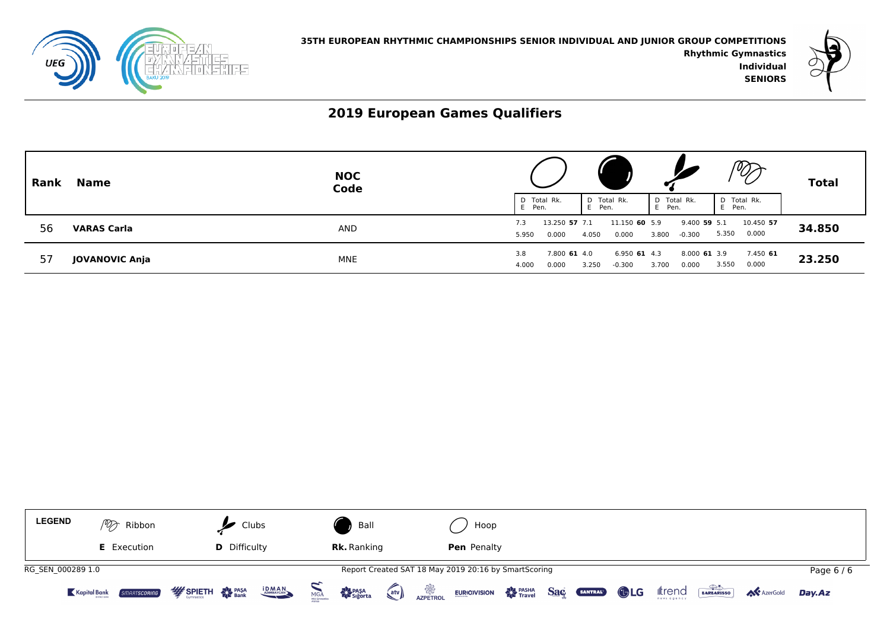35TH EUROPEAN RHYTHMIC CHAMPIONSHIPS SENIOR INDIVIDUAL AND JUNIOR GROUP COMPETITIONS
**Rhythmic Gymnastics**
**Individual**
**SENIORS**

## 2019 European Games Qualifiers

| Rank | Name | NOC Code | Hoop D | Hoop Total | Hoop Rk. | Hoop E | Hoop Pen. | Ball D | Ball Total | Ball Rk. | Ball E | Ball Pen. | Clubs D | Clubs Total | Clubs Rk. | Clubs E | Clubs Pen. | Ribbon D | Ribbon Total | Ribbon Rk. | Ribbon E | Ribbon Pen. | Total |
|---|---|---|---|---|---|---|---|---|---|---|---|---|---|---|---|---|---|---|---|---|---|---|---|
| 56 | **VARAS Carla** | AND | 7.3 | 13.250 | **57** | 5.950 | 0.000 | 7.1 | 11.150 | **60** | 4.050 | 0.000 | 5.9 | 9.400 | **59** | 3.800 | -0.300 | 5.1 | 10.450 | **57** | 5.350 | 0.000 | **34.850** |
| 57 | **JOVANOVIC Anja** | MNE | 3.8 | 7.800 | **61** | 4.000 | 0.000 | 4.0 | 6.950 | **61** | 3.250 | -0.300 | 4.3 | 8.000 | **61** | 3.700 | 0.000 | 3.9 | 7.450 | **61** | 3.550 | 0.000 | **23.250** |

**LEGEND**

Ribbon | Clubs | Ball | Hoop

**E** Execution | **D** Difficulty | **Rk.** Ranking | **Pen** Penalty

RG_SEN_000289 1.0

Report Created SAT 18 May 2019 20:16 by SmartScoring